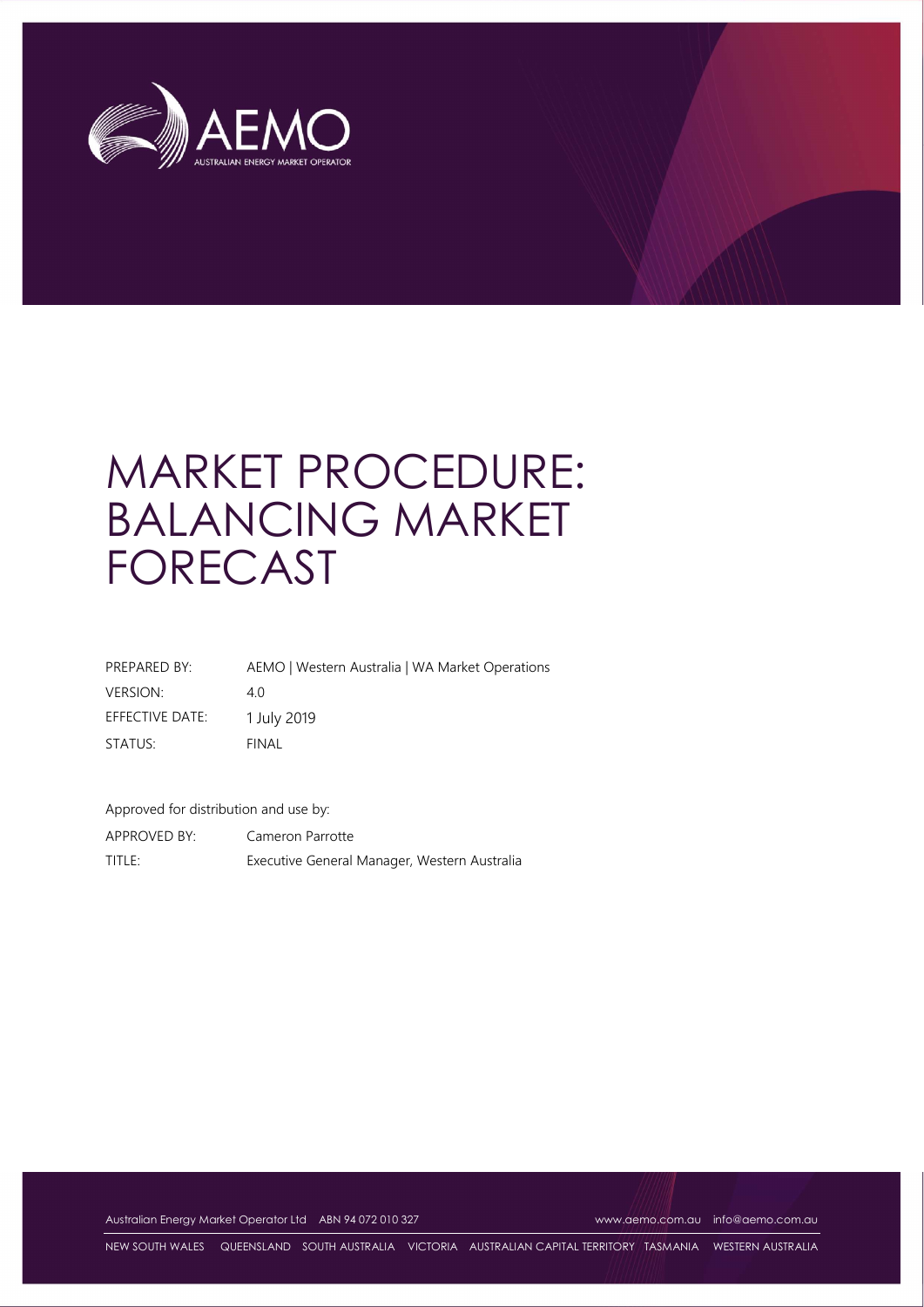AEMO

AUSTRALIAN ENERGY MARKET OPERATOR

# MARKET PROCEDURE: BALANCING MARKET FORECAST

| | |
|---|---|
| PREPARED BY: | AEMO \| Western Australia \| WA Market Operations |
| VERSION: | 4.0 |
| EFFECTIVE DATE: | 1 July 2019 |
| STATUS: | FINAL |

Approved for distribution and use by:

| | |
|---|---|
| APPROVED BY: | Cameron Parrotte |
| TITLE: | Executive General Manager, Western Australia |

Australian Energy Market Operator Ltd ABN 94 072 010 327 www.aemo.com.au info@aemo.com.au

NEW SOUTH WALES QUEENSLAND SOUTH AUSTRALIA VICTORIA AUSTRALIAN CAPITAL TERRITORY TASMANIA WESTERN AUSTRALIA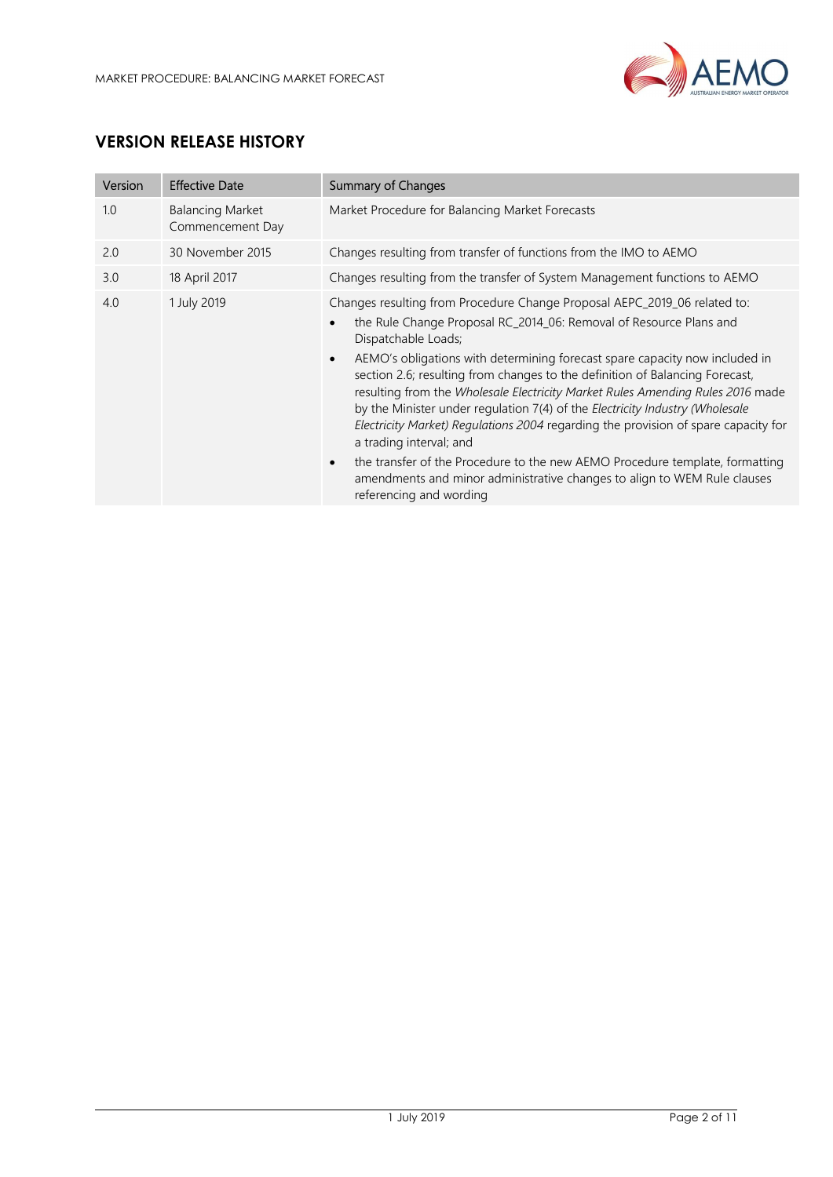## VERSION RELEASE HISTORY

| Version | Effective Date | Summary of Changes |
|---|---|---|
| 1.0 | Balancing Market Commencement Day | Market Procedure for Balancing Market Forecasts |
| 2.0 | 30 November 2015 | Changes resulting from transfer of functions from the IMO to AEMO |
| 3.0 | 18 April 2017 | Changes resulting from the transfer of System Management functions to AEMO |
| 4.0 | 1 July 2019 | Changes resulting from Procedure Change Proposal AEPC_2019_06 related to:<br>• the Rule Change Proposal RC_2014_06: Removal of Resource Plans and Dispatchable Loads;<br>• AEMO's obligations with determining forecast spare capacity now included in section 2.6; resulting from changes to the definition of Balancing Forecast, resulting from the *Wholesale Electricity Market Rules Amending Rules 2016* made by the Minister under regulation 7(4) of the *Electricity Industry (Wholesale Electricity Market) Regulations 2004* regarding the provision of spare capacity for a trading interval; and<br>• the transfer of the Procedure to the new AEMO Procedure template, formatting amendments and minor administrative changes to align to WEM Rule clauses referencing and wording |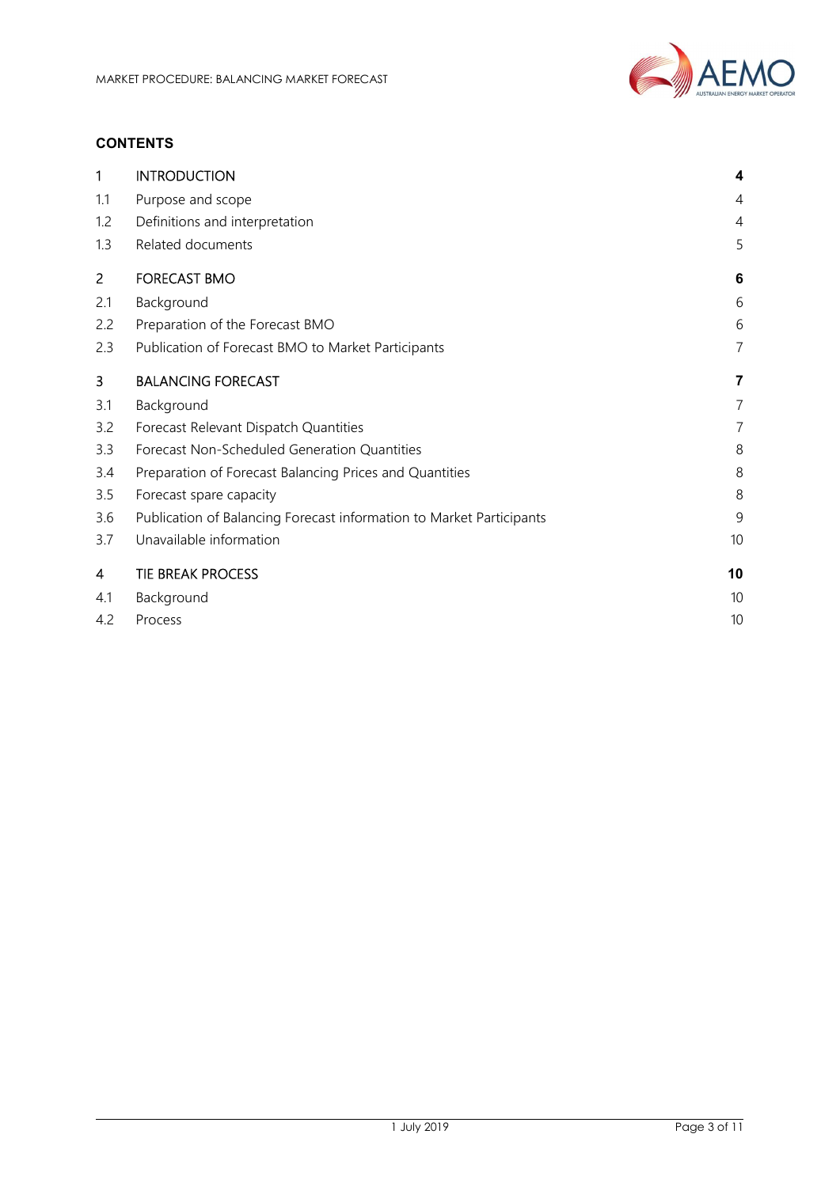**CONTENTS**

| | | |
|---|---|---|
| 1 | INTRODUCTION | 4 |
| 1.1 | Purpose and scope | 4 |
| 1.2 | Definitions and interpretation | 4 |
| 1.3 | Related documents | 5 |
| 2 | FORECAST BMO | 6 |
| 2.1 | Background | 6 |
| 2.2 | Preparation of the Forecast BMO | 6 |
| 2.3 | Publication of Forecast BMO to Market Participants | 7 |
| 3 | BALANCING FORECAST | 7 |
| 3.1 | Background | 7 |
| 3.2 | Forecast Relevant Dispatch Quantities | 7 |
| 3.3 | Forecast Non-Scheduled Generation Quantities | 8 |
| 3.4 | Preparation of Forecast Balancing Prices and Quantities | 8 |
| 3.5 | Forecast spare capacity | 8 |
| 3.6 | Publication of Balancing Forecast information to Market Participants | 9 |
| 3.7 | Unavailable information | 10 |
| 4 | TIE BREAK PROCESS | 10 |
| 4.1 | Background | 10 |
| 4.2 | Process | 10 |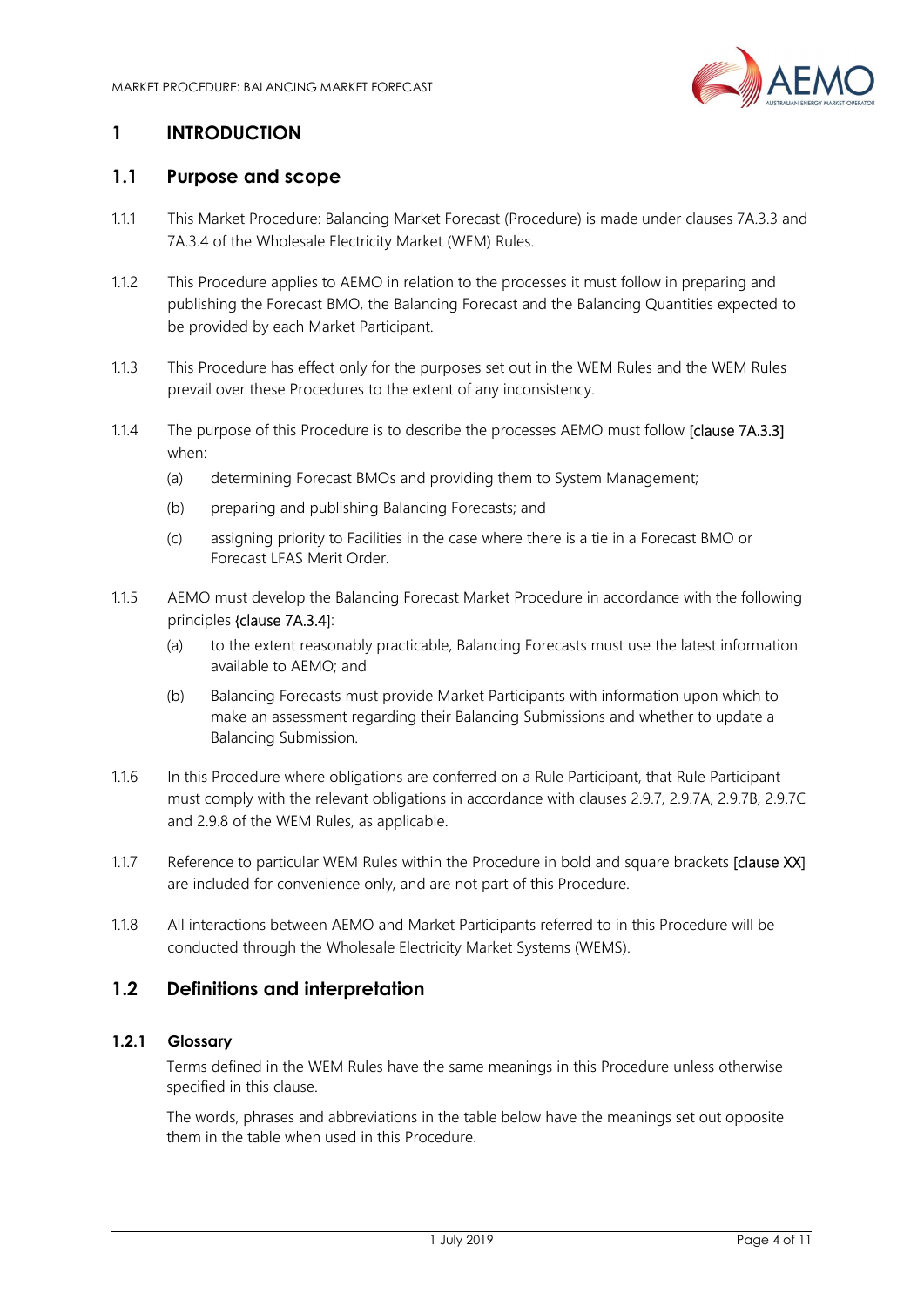# 1 INTRODUCTION

## 1.1 Purpose and scope

1.1.1 This Market Procedure: Balancing Market Forecast (Procedure) is made under clauses 7A.3.3 and 7A.3.4 of the Wholesale Electricity Market (WEM) Rules.

1.1.2 This Procedure applies to AEMO in relation to the processes it must follow in preparing and publishing the Forecast BMO, the Balancing Forecast and the Balancing Quantities expected to be provided by each Market Participant.

1.1.3 This Procedure has effect only for the purposes set out in the WEM Rules and the WEM Rules prevail over these Procedures to the extent of any inconsistency.

1.1.4 The purpose of this Procedure is to describe the processes AEMO must follow [clause 7A.3.3] when:

- (a) determining Forecast BMOs and providing them to System Management;
- (b) preparing and publishing Balancing Forecasts; and
- (c) assigning priority to Facilities in the case where there is a tie in a Forecast BMO or Forecast LFAS Merit Order.

1.1.5 AEMO must develop the Balancing Forecast Market Procedure in accordance with the following principles {clause 7A.3.4]:

- (a) to the extent reasonably practicable, Balancing Forecasts must use the latest information available to AEMO; and
- (b) Balancing Forecasts must provide Market Participants with information upon which to make an assessment regarding their Balancing Submissions and whether to update a Balancing Submission.

1.1.6 In this Procedure where obligations are conferred on a Rule Participant, that Rule Participant must comply with the relevant obligations in accordance with clauses 2.9.7, 2.9.7A, 2.9.7B, 2.9.7C and 2.9.8 of the WEM Rules, as applicable.

1.1.7 Reference to particular WEM Rules within the Procedure in bold and square brackets [clause XX] are included for convenience only, and are not part of this Procedure.

1.1.8 All interactions between AEMO and Market Participants referred to in this Procedure will be conducted through the Wholesale Electricity Market Systems (WEMS).

## 1.2 Definitions and interpretation

### 1.2.1 Glossary

Terms defined in the WEM Rules have the same meanings in this Procedure unless otherwise specified in this clause.

The words, phrases and abbreviations in the table below have the meanings set out opposite them in the table when used in this Procedure.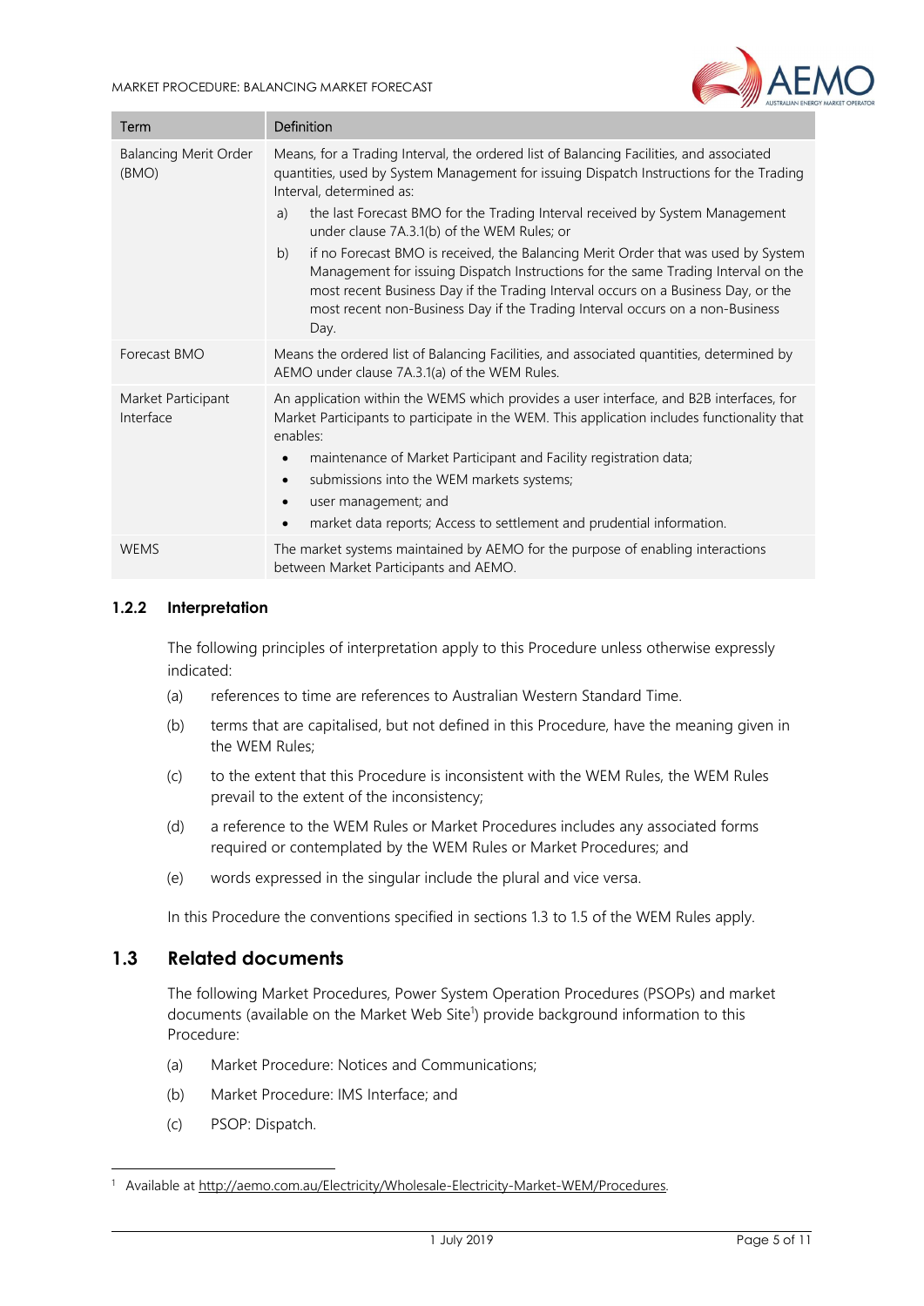| Term | Definition |
| --- | --- |
| Balancing Merit Order (BMO) | Means, for a Trading Interval, the ordered list of Balancing Facilities, and associated quantities, used by System Management for issuing Dispatch Instructions for the Trading Interval, determined as:<br>a) the last Forecast BMO for the Trading Interval received by System Management under clause 7A.3.1(b) of the WEM Rules; or<br>b) if no Forecast BMO is received, the Balancing Merit Order that was used by System Management for issuing Dispatch Instructions for the same Trading Interval on the most recent Business Day if the Trading Interval occurs on a Business Day, or the most recent non-Business Day if the Trading Interval occurs on a non-Business Day. |
| Forecast BMO | Means the ordered list of Balancing Facilities, and associated quantities, determined by AEMO under clause 7A.3.1(a) of the WEM Rules. |
| Market Participant Interface | An application within the WEMS which provides a user interface, and B2B interfaces, for Market Participants to participate in the WEM. This application includes functionality that enables:<br>• maintenance of Market Participant and Facility registration data;<br>• submissions into the WEM markets systems;<br>• user management; and<br>• market data reports; Access to settlement and prudential information. |
| WEMS | The market systems maintained by AEMO for the purpose of enabling interactions between Market Participants and AEMO. |

### 1.2.2 Interpretation

The following principles of interpretation apply to this Procedure unless otherwise expressly indicated:

(a) references to time are references to Australian Western Standard Time.

(b) terms that are capitalised, but not defined in this Procedure, have the meaning given in the WEM Rules;

(c) to the extent that this Procedure is inconsistent with the WEM Rules, the WEM Rules prevail to the extent of the inconsistency;

(d) a reference to the WEM Rules or Market Procedures includes any associated forms required or contemplated by the WEM Rules or Market Procedures; and

(e) words expressed in the singular include the plural and vice versa.

In this Procedure the conventions specified in sections 1.3 to 1.5 of the WEM Rules apply.

## 1.3 Related documents

The following Market Procedures, Power System Operation Procedures (PSOPs) and market documents (available on the Market Web Site[1]) provide background information to this Procedure:

(a) Market Procedure: Notices and Communications;

(b) Market Procedure: IMS Interface; and

(c) PSOP: Dispatch.

[1] Available at http://aemo.com.au/Electricity/Wholesale-Electricity-Market-WEM/Procedures.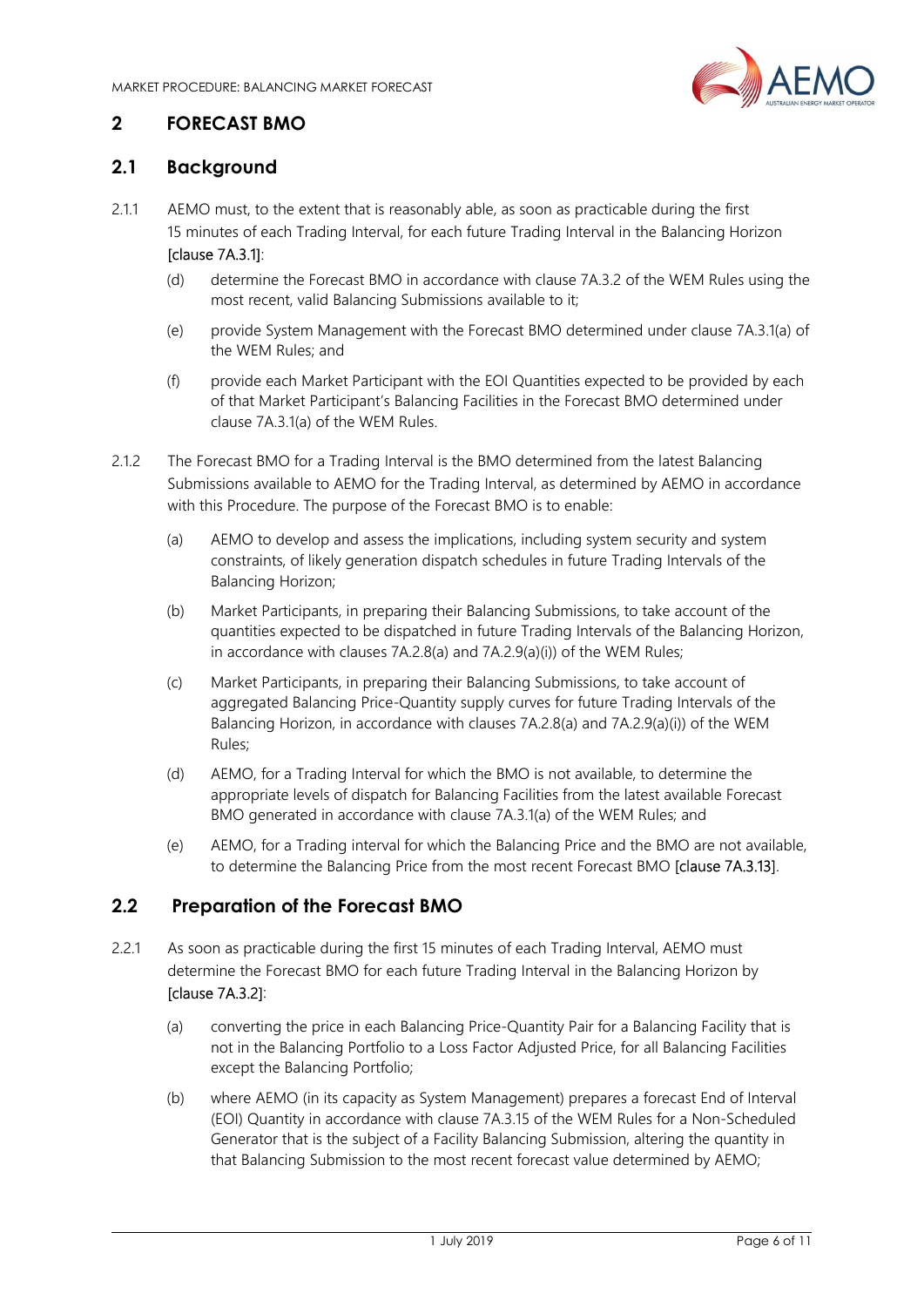## 2 FORECAST BMO

### 2.1 Background

2.1.1 AEMO must, to the extent that is reasonably able, as soon as practicable during the first 15 minutes of each Trading Interval, for each future Trading Interval in the Balancing Horizon [clause 7A.3.1]:

(d) determine the Forecast BMO in accordance with clause 7A.3.2 of the WEM Rules using the most recent, valid Balancing Submissions available to it;

(e) provide System Management with the Forecast BMO determined under clause 7A.3.1(a) of the WEM Rules; and

(f) provide each Market Participant with the EOI Quantities expected to be provided by each of that Market Participant's Balancing Facilities in the Forecast BMO determined under clause 7A.3.1(a) of the WEM Rules.

2.1.2 The Forecast BMO for a Trading Interval is the BMO determined from the latest Balancing Submissions available to AEMO for the Trading Interval, as determined by AEMO in accordance with this Procedure. The purpose of the Forecast BMO is to enable:

(a) AEMO to develop and assess the implications, including system security and system constraints, of likely generation dispatch schedules in future Trading Intervals of the Balancing Horizon;

(b) Market Participants, in preparing their Balancing Submissions, to take account of the quantities expected to be dispatched in future Trading Intervals of the Balancing Horizon, in accordance with clauses 7A.2.8(a) and 7A.2.9(a)(i)) of the WEM Rules;

(c) Market Participants, in preparing their Balancing Submissions, to take account of aggregated Balancing Price-Quantity supply curves for future Trading Intervals of the Balancing Horizon, in accordance with clauses 7A.2.8(a) and 7A.2.9(a)(i)) of the WEM Rules;

(d) AEMO, for a Trading Interval for which the BMO is not available, to determine the appropriate levels of dispatch for Balancing Facilities from the latest available Forecast BMO generated in accordance with clause 7A.3.1(a) of the WEM Rules; and

(e) AEMO, for a Trading interval for which the Balancing Price and the BMO are not available, to determine the Balancing Price from the most recent Forecast BMO [clause 7A.3.13].

### 2.2 Preparation of the Forecast BMO

2.2.1 As soon as practicable during the first 15 minutes of each Trading Interval, AEMO must determine the Forecast BMO for each future Trading Interval in the Balancing Horizon by [clause 7A.3.2]:

(a) converting the price in each Balancing Price-Quantity Pair for a Balancing Facility that is not in the Balancing Portfolio to a Loss Factor Adjusted Price, for all Balancing Facilities except the Balancing Portfolio;

(b) where AEMO (in its capacity as System Management) prepares a forecast End of Interval (EOI) Quantity in accordance with clause 7A.3.15 of the WEM Rules for a Non-Scheduled Generator that is the subject of a Facility Balancing Submission, altering the quantity in that Balancing Submission to the most recent forecast value determined by AEMO;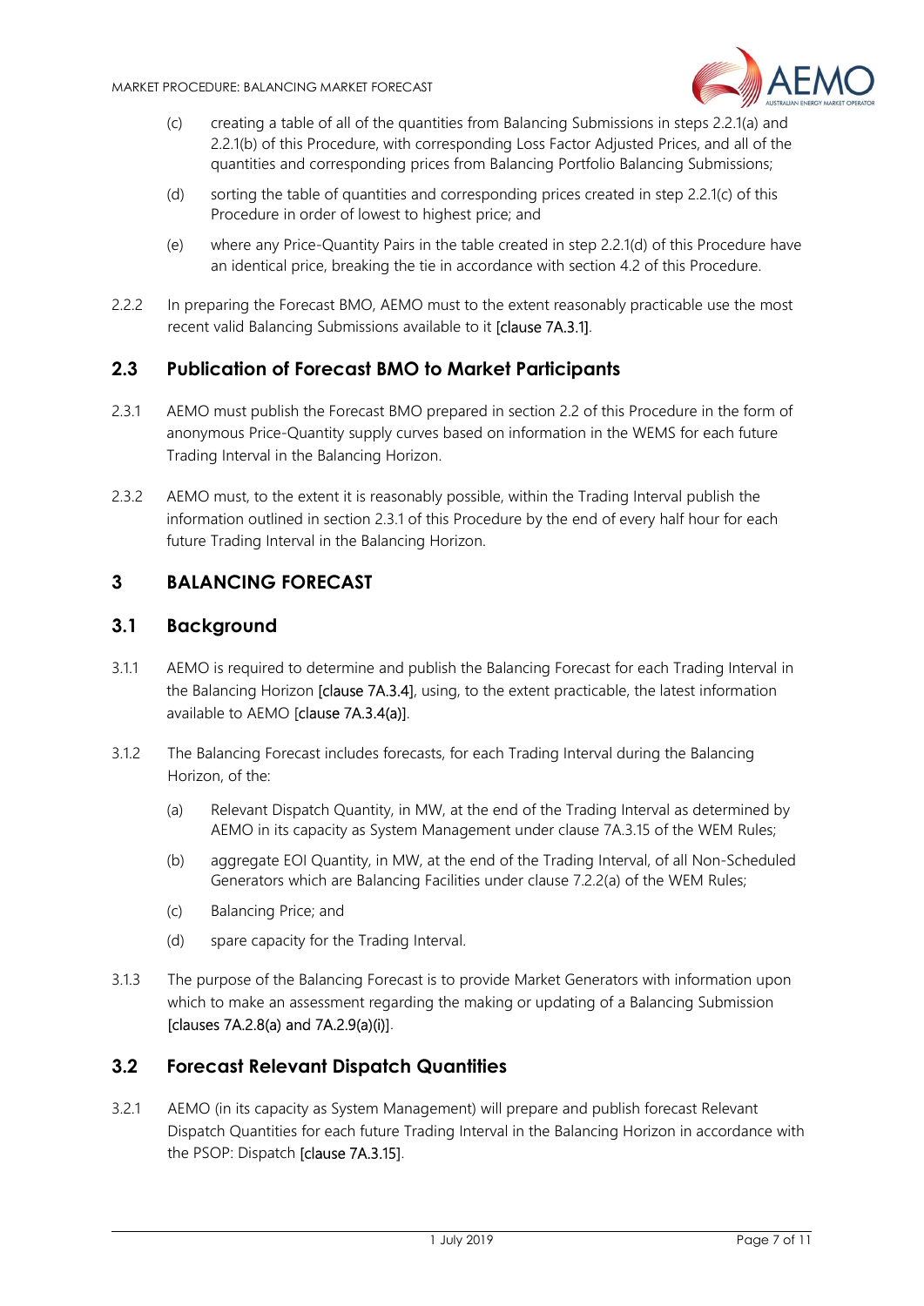(c) creating a table of all of the quantities from Balancing Submissions in steps 2.2.1(a) and 2.2.1(b) of this Procedure, with corresponding Loss Factor Adjusted Prices, and all of the quantities and corresponding prices from Balancing Portfolio Balancing Submissions;

(d) sorting the table of quantities and corresponding prices created in step 2.2.1(c) of this Procedure in order of lowest to highest price; and

(e) where any Price-Quantity Pairs in the table created in step 2.2.1(d) of this Procedure have an identical price, breaking the tie in accordance with section 4.2 of this Procedure.

2.2.2 In preparing the Forecast BMO, AEMO must to the extent reasonably practicable use the most recent valid Balancing Submissions available to it [clause 7A.3.1].

## 2.3 Publication of Forecast BMO to Market Participants

2.3.1 AEMO must publish the Forecast BMO prepared in section 2.2 of this Procedure in the form of anonymous Price-Quantity supply curves based on information in the WEMS for each future Trading Interval in the Balancing Horizon.

2.3.2 AEMO must, to the extent it is reasonably possible, within the Trading Interval publish the information outlined in section 2.3.1 of this Procedure by the end of every half hour for each future Trading Interval in the Balancing Horizon.

# 3 BALANCING FORECAST

## 3.1 Background

3.1.1 AEMO is required to determine and publish the Balancing Forecast for each Trading Interval in the Balancing Horizon [clause 7A.3.4], using, to the extent practicable, the latest information available to AEMO [clause 7A.3.4(a)].

3.1.2 The Balancing Forecast includes forecasts, for each Trading Interval during the Balancing Horizon, of the:

(a) Relevant Dispatch Quantity, in MW, at the end of the Trading Interval as determined by AEMO in its capacity as System Management under clause 7A.3.15 of the WEM Rules;

(b) aggregate EOI Quantity, in MW, at the end of the Trading Interval, of all Non-Scheduled Generators which are Balancing Facilities under clause 7.2.2(a) of the WEM Rules;

(c) Balancing Price; and

(d) spare capacity for the Trading Interval.

3.1.3 The purpose of the Balancing Forecast is to provide Market Generators with information upon which to make an assessment regarding the making or updating of a Balancing Submission [clauses 7A.2.8(a) and 7A.2.9(a)(i)].

## 3.2 Forecast Relevant Dispatch Quantities

3.2.1 AEMO (in its capacity as System Management) will prepare and publish forecast Relevant Dispatch Quantities for each future Trading Interval in the Balancing Horizon in accordance with the PSOP: Dispatch [clause 7A.3.15].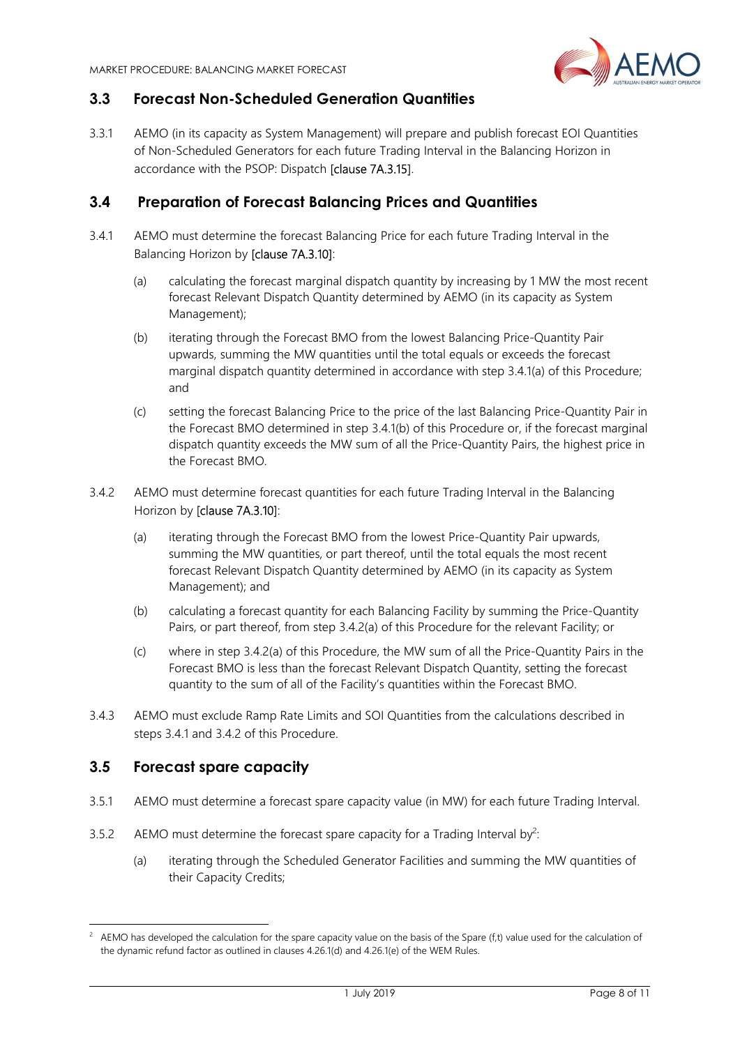## 3.3 Forecast Non-Scheduled Generation Quantities

3.3.1 AEMO (in its capacity as System Management) will prepare and publish forecast EOI Quantities of Non-Scheduled Generators for each future Trading Interval in the Balancing Horizon in accordance with the PSOP: Dispatch [clause 7A.3.15].

## 3.4 Preparation of Forecast Balancing Prices and Quantities

3.4.1 AEMO must determine the forecast Balancing Price for each future Trading Interval in the Balancing Horizon by [clause 7A.3.10]:

(a) calculating the forecast marginal dispatch quantity by increasing by 1 MW the most recent forecast Relevant Dispatch Quantity determined by AEMO (in its capacity as System Management);

(b) iterating through the Forecast BMO from the lowest Balancing Price-Quantity Pair upwards, summing the MW quantities until the total equals or exceeds the forecast marginal dispatch quantity determined in accordance with step 3.4.1(a) of this Procedure; and

(c) setting the forecast Balancing Price to the price of the last Balancing Price-Quantity Pair in the Forecast BMO determined in step 3.4.1(b) of this Procedure or, if the forecast marginal dispatch quantity exceeds the MW sum of all the Price-Quantity Pairs, the highest price in the Forecast BMO.

3.4.2 AEMO must determine forecast quantities for each future Trading Interval in the Balancing Horizon by [clause 7A.3.10]:

(a) iterating through the Forecast BMO from the lowest Price-Quantity Pair upwards, summing the MW quantities, or part thereof, until the total equals the most recent forecast Relevant Dispatch Quantity determined by AEMO (in its capacity as System Management); and

(b) calculating a forecast quantity for each Balancing Facility by summing the Price-Quantity Pairs, or part thereof, from step 3.4.2(a) of this Procedure for the relevant Facility; or

(c) where in step 3.4.2(a) of this Procedure, the MW sum of all the Price-Quantity Pairs in the Forecast BMO is less than the forecast Relevant Dispatch Quantity, setting the forecast quantity to the sum of all of the Facility's quantities within the Forecast BMO.

3.4.3 AEMO must exclude Ramp Rate Limits and SOI Quantities from the calculations described in steps 3.4.1 and 3.4.2 of this Procedure.

## 3.5 Forecast spare capacity

3.5.1 AEMO must determine a forecast spare capacity value (in MW) for each future Trading Interval.

3.5.2 AEMO must determine the forecast spare capacity for a Trading Interval by[2]:

(a) iterating through the Scheduled Generator Facilities and summing the MW quantities of their Capacity Credits;

---

[2] AEMO has developed the calculation for the spare capacity value on the basis of the Spare (f,t) value used for the calculation of the dynamic refund factor as outlined in clauses 4.26.1(d) and 4.26.1(e) of the WEM Rules.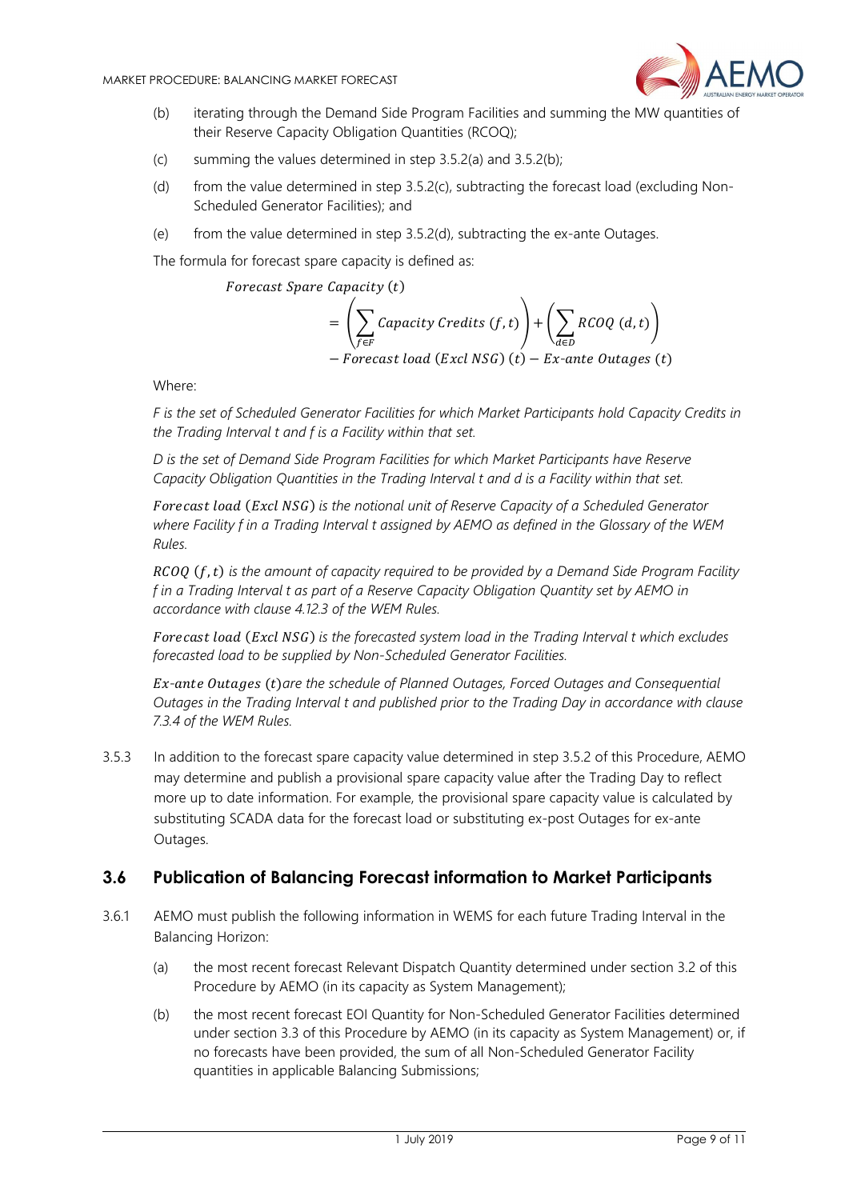(b) iterating through the Demand Side Program Facilities and summing the MW quantities of their Reserve Capacity Obligation Quantities (RCOQ);

(c) summing the values determined in step 3.5.2(a) and 3.5.2(b);

(d) from the value determined in step 3.5.2(c), subtracting the forecast load (excluding Non-Scheduled Generator Facilities); and

(e) from the value determined in step 3.5.2(d), subtracting the ex-ante Outages.

The formula for forecast spare capacity is defined as:

$$
\begin{aligned}
&\textit{Forecast Spare Capacity}\ (t) \\
&= \left( \sum_{f \in F} \textit{Capacity Credits}\ (f, t) \right) + \left( \sum_{d \in D} \textit{RCOQ}\ (d, t) \right) \\
&- \textit{Forecast load}\ (\textit{Excl NSG})\ (t) - \textit{Ex-ante Outages}\ (t)
\end{aligned}
$$

Where:

*F is the set of Scheduled Generator Facilities for which Market Participants hold Capacity Credits in the Trading Interval t and f is a Facility within that set.*

*D is the set of Demand Side Program Facilities for which Market Participants have Reserve Capacity Obligation Quantities in the Trading Interval t and d is a Facility within that set.*

$\textit{Forecast load}\ (\textit{Excl NSG})$ *is the notional unit of Reserve Capacity of a Scheduled Generator where Facility f in a Trading Interval t assigned by AEMO as defined in the Glossary of the WEM Rules.*

$\textit{RCOQ}\ (f, t)$ *is the amount of capacity required to be provided by a Demand Side Program Facility f in a Trading Interval t as part of a Reserve Capacity Obligation Quantity set by AEMO in accordance with clause 4.12.3 of the WEM Rules.*

$\textit{Forecast load}\ (\textit{Excl NSG})$ *is the forecasted system load in the Trading Interval t which excludes forecasted load to be supplied by Non-Scheduled Generator Facilities.*

$\textit{Ex-ante Outages}\ (t)$ *are the schedule of Planned Outages, Forced Outages and Consequential Outages in the Trading Interval t and published prior to the Trading Day in accordance with clause 7.3.4 of the WEM Rules.*

3.5.3 In addition to the forecast spare capacity value determined in step 3.5.2 of this Procedure, AEMO may determine and publish a provisional spare capacity value after the Trading Day to reflect more up to date information. For example, the provisional spare capacity value is calculated by substituting SCADA data for the forecast load or substituting ex-post Outages for ex-ante Outages.

## 3.6 Publication of Balancing Forecast information to Market Participants

3.6.1 AEMO must publish the following information in WEMS for each future Trading Interval in the Balancing Horizon:

(a) the most recent forecast Relevant Dispatch Quantity determined under section 3.2 of this Procedure by AEMO (in its capacity as System Management);

(b) the most recent forecast EOI Quantity for Non-Scheduled Generator Facilities determined under section 3.3 of this Procedure by AEMO (in its capacity as System Management) or, if no forecasts have been provided, the sum of all Non-Scheduled Generator Facility quantities in applicable Balancing Submissions;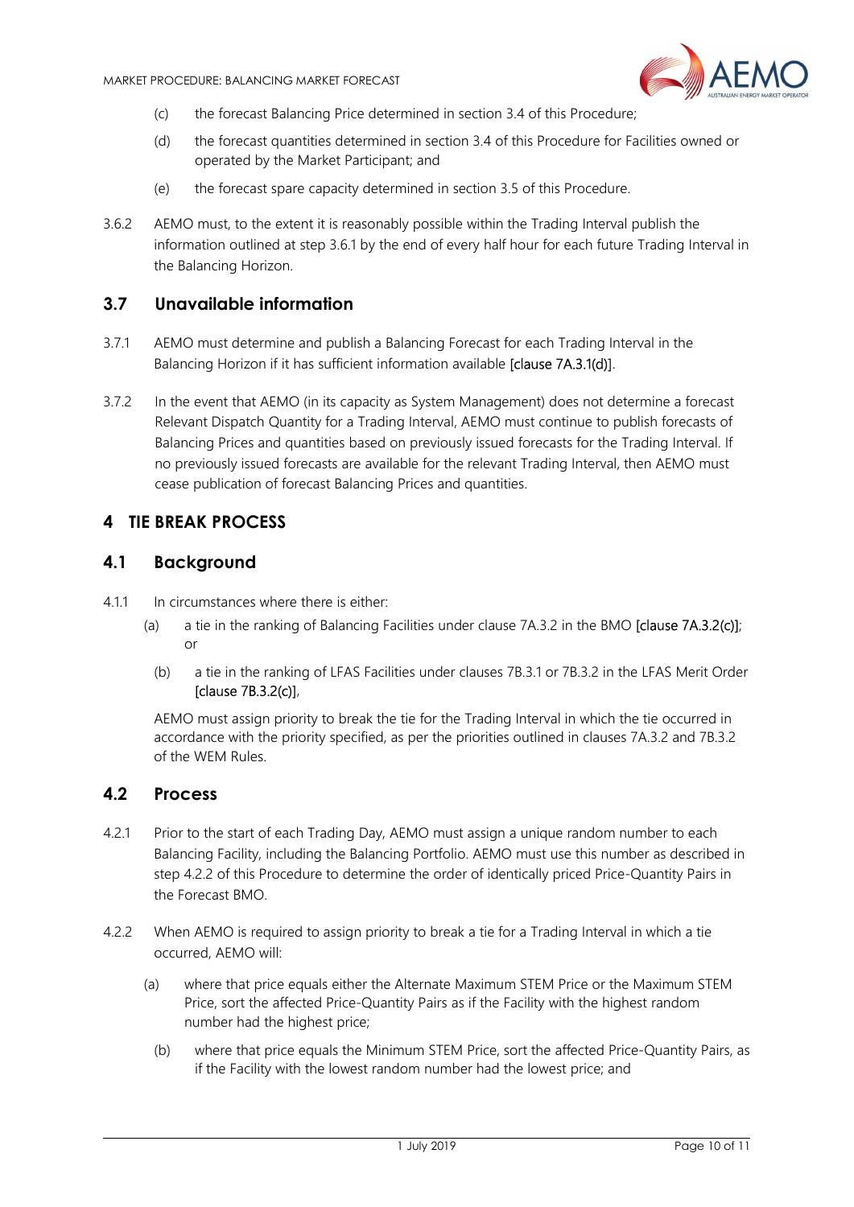(c) the forecast Balancing Price determined in section 3.4 of this Procedure;

(d) the forecast quantities determined in section 3.4 of this Procedure for Facilities owned or operated by the Market Participant; and

(e) the forecast spare capacity determined in section 3.5 of this Procedure.

3.6.2 AEMO must, to the extent it is reasonably possible within the Trading Interval publish the information outlined at step 3.6.1 by the end of every half hour for each future Trading Interval in the Balancing Horizon.

## 3.7 Unavailable information

3.7.1 AEMO must determine and publish a Balancing Forecast for each Trading Interval in the Balancing Horizon if it has sufficient information available [clause 7A.3.1(d)].

3.7.2 In the event that AEMO (in its capacity as System Management) does not determine a forecast Relevant Dispatch Quantity for a Trading Interval, AEMO must continue to publish forecasts of Balancing Prices and quantities based on previously issued forecasts for the Trading Interval. If no previously issued forecasts are available for the relevant Trading Interval, then AEMO must cease publication of forecast Balancing Prices and quantities.

# 4 TIE BREAK PROCESS

## 4.1 Background

4.1.1 In circumstances where there is either:

(a) a tie in the ranking of Balancing Facilities under clause 7A.3.2 in the BMO [clause 7A.3.2(c)]; or

(b) a tie in the ranking of LFAS Facilities under clauses 7B.3.1 or 7B.3.2 in the LFAS Merit Order [clause 7B.3.2(c)],

AEMO must assign priority to break the tie for the Trading Interval in which the tie occurred in accordance with the priority specified, as per the priorities outlined in clauses 7A.3.2 and 7B.3.2 of the WEM Rules.

## 4.2 Process

4.2.1 Prior to the start of each Trading Day, AEMO must assign a unique random number to each Balancing Facility, including the Balancing Portfolio. AEMO must use this number as described in step 4.2.2 of this Procedure to determine the order of identically priced Price-Quantity Pairs in the Forecast BMO.

4.2.2 When AEMO is required to assign priority to break a tie for a Trading Interval in which a tie occurred, AEMO will:

(a) where that price equals either the Alternate Maximum STEM Price or the Maximum STEM Price, sort the affected Price-Quantity Pairs as if the Facility with the highest random number had the highest price;

(b) where that price equals the Minimum STEM Price, sort the affected Price-Quantity Pairs, as if the Facility with the lowest random number had the lowest price; and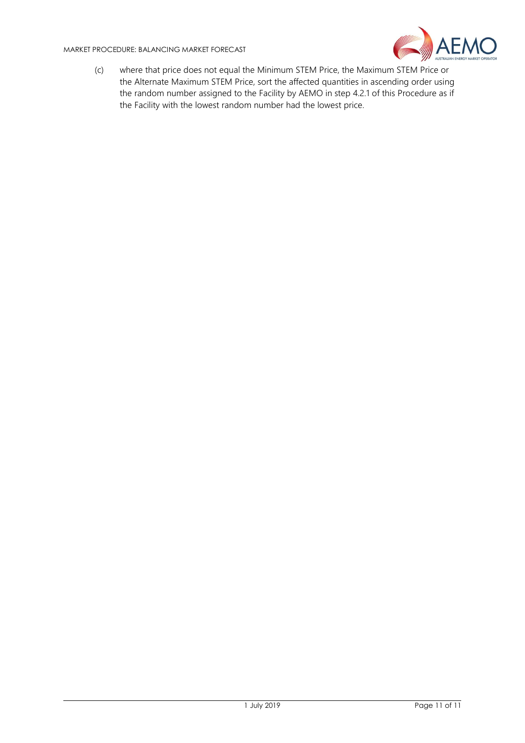(c) where that price does not equal the Minimum STEM Price, the Maximum STEM Price or the Alternate Maximum STEM Price, sort the affected quantities in ascending order using the random number assigned to the Facility by AEMO in step 4.2.1 of this Procedure as if the Facility with the lowest random number had the lowest price.